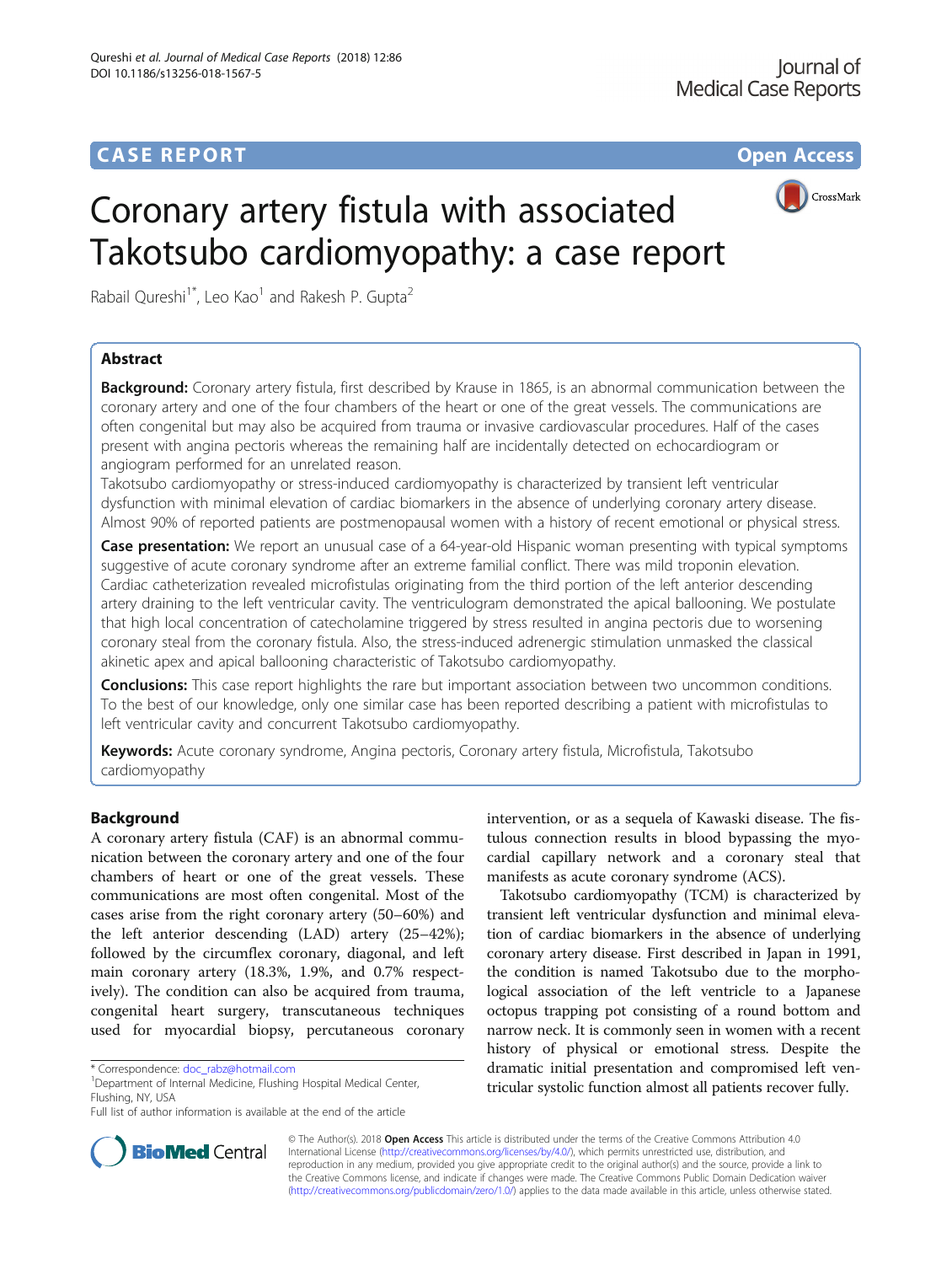CASE REPORT

Open Access

# Coronary artery fistula with associated Takotsubo cardiomyopathy: a case report

Rabail Qureshi[1*], Leo Kao[1] and Rakesh P. Gupta[2]

## Abstract

**Background:** Coronary artery fistula, first described by Krause in 1865, is an abnormal communication between the coronary artery and one of the four chambers of the heart or one of the great vessels. The communications are often congenital but may also be acquired from trauma or invasive cardiovascular procedures. Half of the cases present with angina pectoris whereas the remaining half are incidentally detected on echocardiogram or angiogram performed for an unrelated reason.

Takotsubo cardiomyopathy or stress-induced cardiomyopathy is characterized by transient left ventricular dysfunction with minimal elevation of cardiac biomarkers in the absence of underlying coronary artery disease. Almost 90% of reported patients are postmenopausal women with a history of recent emotional or physical stress.

**Case presentation:** We report an unusual case of a 64-year-old Hispanic woman presenting with typical symptoms suggestive of acute coronary syndrome after an extreme familial conflict. There was mild troponin elevation. Cardiac catheterization revealed microfistulas originating from the third portion of the left anterior descending artery draining to the left ventricular cavity. The ventriculogram demonstrated the apical ballooning. We postulate that high local concentration of catecholamine triggered by stress resulted in angina pectoris due to worsening coronary steal from the coronary fistula. Also, the stress-induced adrenergic stimulation unmasked the classical akinetic apex and apical ballooning characteristic of Takotsubo cardiomyopathy.

**Conclusions:** This case report highlights the rare but important association between two uncommon conditions. To the best of our knowledge, only one similar case has been reported describing a patient with microfistulas to left ventricular cavity and concurrent Takotsubo cardiomyopathy.

**Keywords:** Acute coronary syndrome, Angina pectoris, Coronary artery fistula, Microfistula, Takotsubo cardiomyopathy

## Background

A coronary artery fistula (CAF) is an abnormal communication between the coronary artery and one of the four chambers of heart or one of the great vessels. These communications are most often congenital. Most of the cases arise from the right coronary artery (50–60%) and the left anterior descending (LAD) artery (25–42%); followed by the circumflex coronary, diagonal, and left main coronary artery (18.3%, 1.9%, and 0.7% respectively). The condition can also be acquired from trauma, congenital heart surgery, transcutaneous techniques used for myocardial biopsy, percutaneous coronary intervention, or as a sequela of Kawaski disease. The fistulous connection results in blood bypassing the myocardial capillary network and a coronary steal that manifests as acute coronary syndrome (ACS).

Takotsubo cardiomyopathy (TCM) is characterized by transient left ventricular dysfunction and minimal elevation of cardiac biomarkers in the absence of underlying coronary artery disease. First described in Japan in 1991, the condition is named Takotsubo due to the morphological association of the left ventricle to a Japanese octopus trapping pot consisting of a round bottom and narrow neck. It is commonly seen in women with a recent history of physical or emotional stress. Despite the dramatic initial presentation and compromised left ventricular systolic function almost all patients recover fully.

\* Correspondence: doc_rabz@hotmail.com
[1]Department of Internal Medicine, Flushing Hospital Medical Center, Flushing, NY, USA
Full list of author information is available at the end of the article

© The Author(s). 2018 **Open Access** This article is distributed under the terms of the Creative Commons Attribution 4.0 International License (http://creativecommons.org/licenses/by/4.0/), which permits unrestricted use, distribution, and reproduction in any medium, provided you give appropriate credit to the original author(s) and the source, provide a link to the Creative Commons license, and indicate if changes were made. The Creative Commons Public Domain Dedication waiver (http://creativecommons.org/publicdomain/zero/1.0/) applies to the data made available in this article, unless otherwise stated.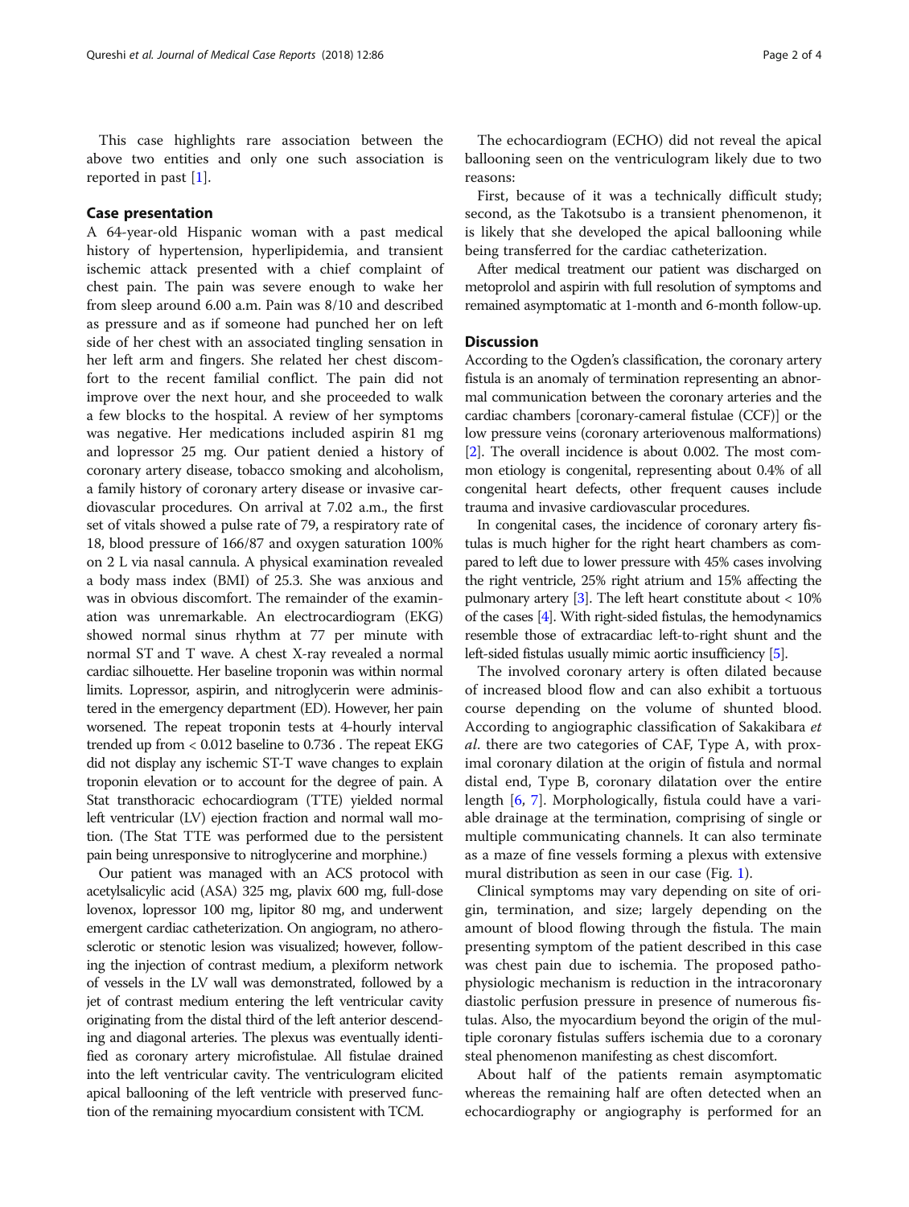This case highlights rare association between the above two entities and only one such association is reported in past [1].

## Case presentation

A 64-year-old Hispanic woman with a past medical history of hypertension, hyperlipidemia, and transient ischemic attack presented with a chief complaint of chest pain. The pain was severe enough to wake her from sleep around 6.00 a.m. Pain was 8/10 and described as pressure and as if someone had punched her on left side of her chest with an associated tingling sensation in her left arm and fingers. She related her chest discomfort to the recent familial conflict. The pain did not improve over the next hour, and she proceeded to walk a few blocks to the hospital. A review of her symptoms was negative. Her medications included aspirin 81 mg and lopressor 25 mg. Our patient denied a history of coronary artery disease, tobacco smoking and alcoholism, a family history of coronary artery disease or invasive cardiovascular procedures. On arrival at 7.02 a.m., the first set of vitals showed a pulse rate of 79, a respiratory rate of 18, blood pressure of 166/87 and oxygen saturation 100% on 2 L via nasal cannula. A physical examination revealed a body mass index (BMI) of 25.3. She was anxious and was in obvious discomfort. The remainder of the examination was unremarkable. An electrocardiogram (EKG) showed normal sinus rhythm at 77 per minute with normal ST and T wave. A chest X-ray revealed a normal cardiac silhouette. Her baseline troponin was within normal limits. Lopressor, aspirin, and nitroglycerin were administered in the emergency department (ED). However, her pain worsened. The repeat troponin tests at 4-hourly interval trended up from < 0.012 baseline to 0.736 . The repeat EKG did not display any ischemic ST-T wave changes to explain troponin elevation or to account for the degree of pain. A Stat transthoracic echocardiogram (TTE) yielded normal left ventricular (LV) ejection fraction and normal wall motion. (The Stat TTE was performed due to the persistent pain being unresponsive to nitroglycerine and morphine.)

Our patient was managed with an ACS protocol with acetylsalicylic acid (ASA) 325 mg, plavix 600 mg, full-dose lovenox, lopressor 100 mg, lipitor 80 mg, and underwent emergent cardiac catheterization. On angiogram, no atherosclerotic or stenotic lesion was visualized; however, following the injection of contrast medium, a plexiform network of vessels in the LV wall was demonstrated, followed by a jet of contrast medium entering the left ventricular cavity originating from the distal third of the left anterior descending and diagonal arteries. The plexus was eventually identified as coronary artery microfistulae. All fistulae drained into the left ventricular cavity. The ventriculogram elicited apical ballooning of the left ventricle with preserved function of the remaining myocardium consistent with TCM.

The echocardiogram (ECHO) did not reveal the apical ballooning seen on the ventriculogram likely due to two reasons:

First, because of it was a technically difficult study; second, as the Takotsubo is a transient phenomenon, it is likely that she developed the apical ballooning while being transferred for the cardiac catheterization.

After medical treatment our patient was discharged on metoprolol and aspirin with full resolution of symptoms and remained asymptomatic at 1-month and 6-month follow-up.

## Discussion

According to the Ogden's classification, the coronary artery fistula is an anomaly of termination representing an abnormal communication between the coronary arteries and the cardiac chambers [coronary-cameral fistulae (CCF)] or the low pressure veins (coronary arteriovenous malformations) [2]. The overall incidence is about 0.002. The most common etiology is congenital, representing about 0.4% of all congenital heart defects, other frequent causes include trauma and invasive cardiovascular procedures.

In congenital cases, the incidence of coronary artery fistulas is much higher for the right heart chambers as compared to left due to lower pressure with 45% cases involving the right ventricle, 25% right atrium and 15% affecting the pulmonary artery [3]. The left heart constitute about < 10% of the cases [4]. With right-sided fistulas, the hemodynamics resemble those of extracardiac left-to-right shunt and the left-sided fistulas usually mimic aortic insufficiency [5].

The involved coronary artery is often dilated because of increased blood flow and can also exhibit a tortuous course depending on the volume of shunted blood. According to angiographic classification of Sakakibara *et al*. there are two categories of CAF, Type A, with proximal coronary dilation at the origin of fistula and normal distal end, Type B, coronary dilatation over the entire length [6, 7]. Morphologically, fistula could have a variable drainage at the termination, comprising of single or multiple communicating channels. It can also terminate as a maze of fine vessels forming a plexus with extensive mural distribution as seen in our case (Fig. 1).

Clinical symptoms may vary depending on site of origin, termination, and size; largely depending on the amount of blood flowing through the fistula. The main presenting symptom of the patient described in this case was chest pain due to ischemia. The proposed pathophysiologic mechanism is reduction in the intracoronary diastolic perfusion pressure in presence of numerous fistulas. Also, the myocardium beyond the origin of the multiple coronary fistulas suffers ischemia due to a coronary steal phenomenon manifesting as chest discomfort.

About half of the patients remain asymptomatic whereas the remaining half are often detected when an echocardiography or angiography is performed for an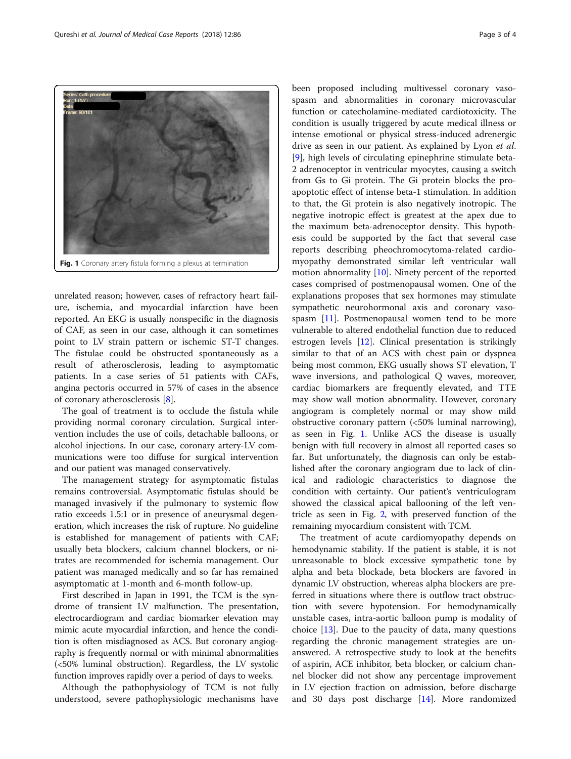Fig. 1 Coronary artery fistula forming a plexus at termination

unrelated reason; however, cases of refractory heart failure, ischemia, and myocardial infarction have been reported. An EKG is usually nonspecific in the diagnosis of CAF, as seen in our case, although it can sometimes point to LV strain pattern or ischemic ST-T changes. The fistulae could be obstructed spontaneously as a result of atherosclerosis, leading to asymptomatic patients. In a case series of 51 patients with CAFs, angina pectoris occurred in 57% of cases in the absence of coronary atherosclerosis [8].

The goal of treatment is to occlude the fistula while providing normal coronary circulation. Surgical intervention includes the use of coils, detachable balloons, or alcohol injections. In our case, coronary artery-LV communications were too diffuse for surgical intervention and our patient was managed conservatively.

The management strategy for asymptomatic fistulas remains controversial. Asymptomatic fistulas should be managed invasively if the pulmonary to systemic flow ratio exceeds 1.5:1 or in presence of aneurysmal degeneration, which increases the risk of rupture. No guideline is established for management of patients with CAF; usually beta blockers, calcium channel blockers, or nitrates are recommended for ischemia management. Our patient was managed medically and so far has remained asymptomatic at 1-month and 6-month follow-up.

First described in Japan in 1991, the TCM is the syndrome of transient LV malfunction. The presentation, electrocardiogram and cardiac biomarker elevation may mimic acute myocardial infarction, and hence the condition is often misdiagnosed as ACS. But coronary angiography is frequently normal or with minimal abnormalities (<50% luminal obstruction). Regardless, the LV systolic function improves rapidly over a period of days to weeks.

Although the pathophysiology of TCM is not fully understood, severe pathophysiologic mechanisms have been proposed including multivessel coronary vasospasm and abnormalities in coronary microvascular function or catecholamine-mediated cardiotoxicity. The condition is usually triggered by acute medical illness or intense emotional or physical stress-induced adrenergic drive as seen in our patient. As explained by Lyon *et al.* [9], high levels of circulating epinephrine stimulate beta-2 adrenoceptor in ventricular myocytes, causing a switch from Gs to Gi protein. The Gi protein blocks the pro-apoptotic effect of intense beta-1 stimulation. In addition to that, the Gi protein is also negatively inotropic. The negative inotropic effect is greatest at the apex due to the maximum beta-adrenoceptor density. This hypothesis could be supported by the fact that several case reports describing pheochromocytoma-related cardiomyopathy demonstrated similar left ventricular wall motion abnormality [10]. Ninety percent of the reported cases comprised of postmenopausal women. One of the explanations proposes that sex hormones may stimulate sympathetic neurohormonal axis and coronary vasospasm [11]. Postmenopausal women tend to be more vulnerable to altered endothelial function due to reduced estrogen levels [12]. Clinical presentation is strikingly similar to that of an ACS with chest pain or dyspnea being most common, EKG usually shows ST elevation, T wave inversions, and pathological Q waves, moreover, cardiac biomarkers are frequently elevated, and TTE may show wall motion abnormality. However, coronary angiogram is completely normal or may show mild obstructive coronary pattern (<50% luminal narrowing), as seen in Fig. 1. Unlike ACS the disease is usually benign with full recovery in almost all reported cases so far. But unfortunately, the diagnosis can only be established after the coronary angiogram due to lack of clinical and radiologic characteristics to diagnose the condition with certainty. Our patient's ventriculogram showed the classical apical ballooning of the left ventricle as seen in Fig. 2, with preserved function of the remaining myocardium consistent with TCM.

The treatment of acute cardiomyopathy depends on hemodynamic stability. If the patient is stable, it is not unreasonable to block excessive sympathetic tone by alpha and beta blockade, beta blockers are favored in dynamic LV obstruction, whereas alpha blockers are preferred in situations where there is outflow tract obstruction with severe hypotension. For hemodynamically unstable cases, intra-aortic balloon pump is modality of choice [13]. Due to the paucity of data, many questions regarding the chronic management strategies are unanswered. A retrospective study to look at the benefits of aspirin, ACE inhibitor, beta blocker, or calcium channel blocker did not show any percentage improvement in LV ejection fraction on admission, before discharge and 30 days post discharge [14]. More randomized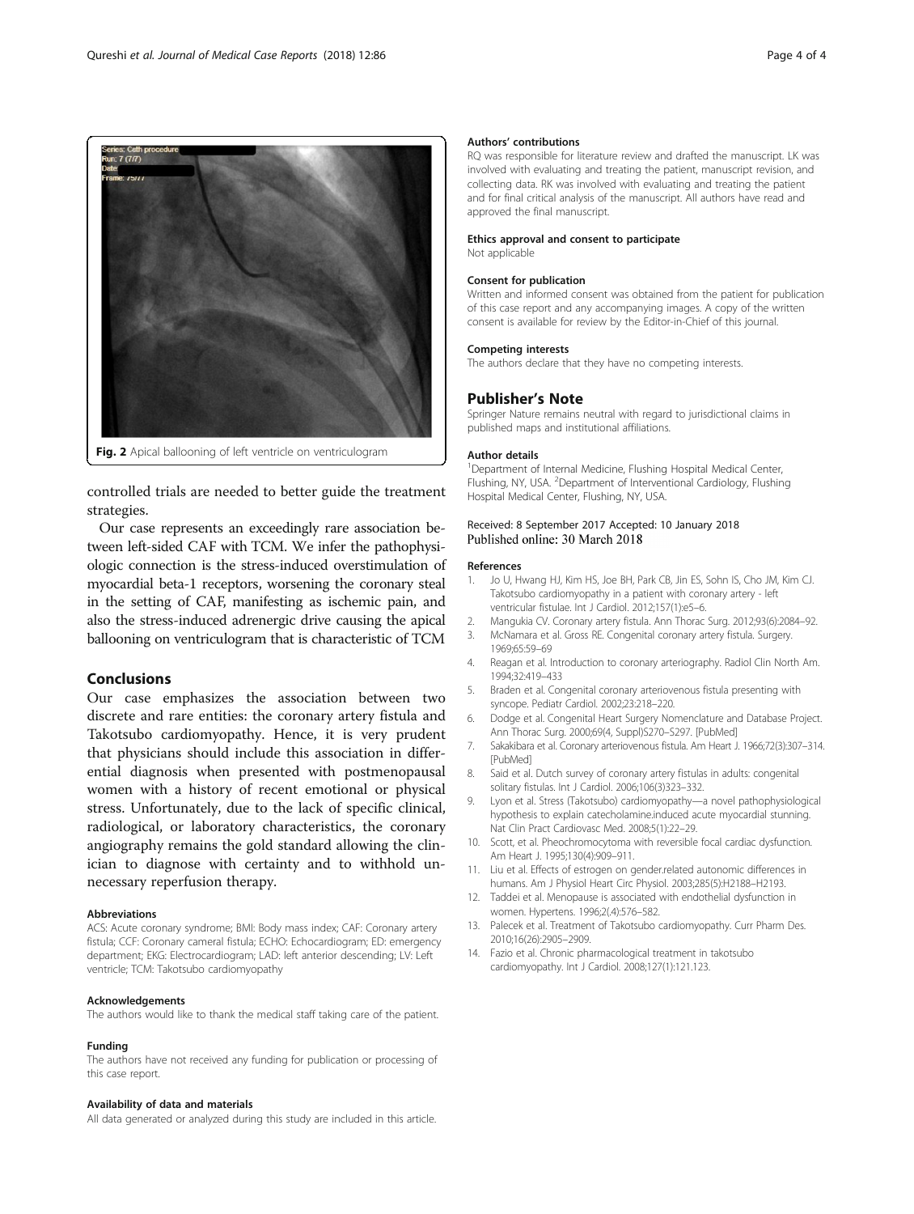Fig. 2 Apical ballooning of left ventricle on ventriculogram

controlled trials are needed to better guide the treatment strategies.

Our case represents an exceedingly rare association between left-sided CAF with TCM. We infer the pathophysiologic connection is the stress-induced overstimulation of myocardial beta-1 receptors, worsening the coronary steal in the setting of CAF, manifesting as ischemic pain, and also the stress-induced adrenergic drive causing the apical ballooning on ventriculogram that is characteristic of TCM

## Conclusions

Our case emphasizes the association between two discrete and rare entities: the coronary artery fistula and Takotsubo cardiomyopathy. Hence, it is very prudent that physicians should include this association in differential diagnosis when presented with postmenopausal women with a history of recent emotional or physical stress. Unfortunately, due to the lack of specific clinical, radiological, or laboratory characteristics, the coronary angiography remains the gold standard allowing the clinician to diagnose with certainty and to withhold unnecessary reperfusion therapy.

#### Abbreviations

ACS: Acute coronary syndrome; BMI: Body mass index; CAF: Coronary artery fistula; CCF: Coronary cameral fistula; ECHO: Echocardiogram; ED: emergency department; EKG: Electrocardiogram; LAD: left anterior descending; LV: Left ventricle; TCM: Takotsubo cardiomyopathy

#### Acknowledgements

The authors would like to thank the medical staff taking care of the patient.

#### Funding

The authors have not received any funding for publication or processing of this case report.

#### Availability of data and materials

All data generated or analyzed during this study are included in this article.

#### Authors' contributions

RQ was responsible for literature review and drafted the manuscript. LK was involved with evaluating and treating the patient, manuscript revision, and collecting data. RK was involved with evaluating and treating the patient and for final critical analysis of the manuscript. All authors have read and approved the final manuscript.

#### Ethics approval and consent to participate

Not applicable

#### Consent for publication

Written and informed consent was obtained from the patient for publication of this case report and any accompanying images. A copy of the written consent is available for review by the Editor-in-Chief of this journal.

#### Competing interests

The authors declare that they have no competing interests.

## Publisher's Note

Springer Nature remains neutral with regard to jurisdictional claims in published maps and institutional affiliations.

#### Author details

[1]Department of Internal Medicine, Flushing Hospital Medical Center, Flushing, NY, USA. [2]Department of Interventional Cardiology, Flushing Hospital Medical Center, Flushing, NY, USA.

Received: 8 September 2017 Accepted: 10 January 2018
Published online: 30 March 2018

#### References

1. Jo U, Hwang HJ, Kim HS, Joe BH, Park CB, Jin ES, Sohn IS, Cho JM, Kim CJ. Takotsubo cardiomyopathy in a patient with coronary artery - left ventricular fistulae. Int J Cardiol. 2012;157(1):e5–6.
2. Mangukia CV. Coronary artery fistula. Ann Thorac Surg. 2012;93(6):2084–92.
3. McNamara et al. Gross RE. Congenital coronary artery fistula. Surgery. 1969;65:59–69
4. Reagan et al. Introduction to coronary arteriography. Radiol Clin North Am. 1994;32:419–433
5. Braden et al. Congenital coronary arteriovenous fistula presenting with syncope. Pediatr Cardiol. 2002;23:218–220.
6. Dodge et al. Congenital Heart Surgery Nomenclature and Database Project. Ann Thorac Surg. 2000;69(4, Suppl)S270–S297. [PubMed]
7. Sakakibara et al. Coronary arteriovenous fistula. Am Heart J. 1966;72(3):307–314. [PubMed]
8. Said et al. Dutch survey of coronary artery fistulas in adults: congenital solitary fistulas. Int J Cardiol. 2006;106(3)323–332.
9. Lyon et al. Stress (Takotsubo) cardiomyopathy—a novel pathophysiological hypothesis to explain catecholamine.induced acute myocardial stunning. Nat Clin Pract Cardiovasc Med. 2008;5(1):22–29.
10. Scott, et al. Pheochromocytoma with reversible focal cardiac dysfunction. Am Heart J. 1995;130(4):909–911.
11. Liu et al. Effects of estrogen on gender.related autonomic differences in humans. Am J Physiol Heart Circ Physiol. 2003;285(5):H2188–H2193.
12. Taddei et al. Menopause is associated with endothelial dysfunction in women. Hypertens. 1996;2(.4):576–582.
13. Palecek et al. Treatment of Takotsubo cardiomyopathy. Curr Pharm Des. 2010;16(26):2905–2909.
14. Fazio et al. Chronic pharmacological treatment in takotsubo cardiomyopathy. Int J Cardiol. 2008;127(1):121.123.